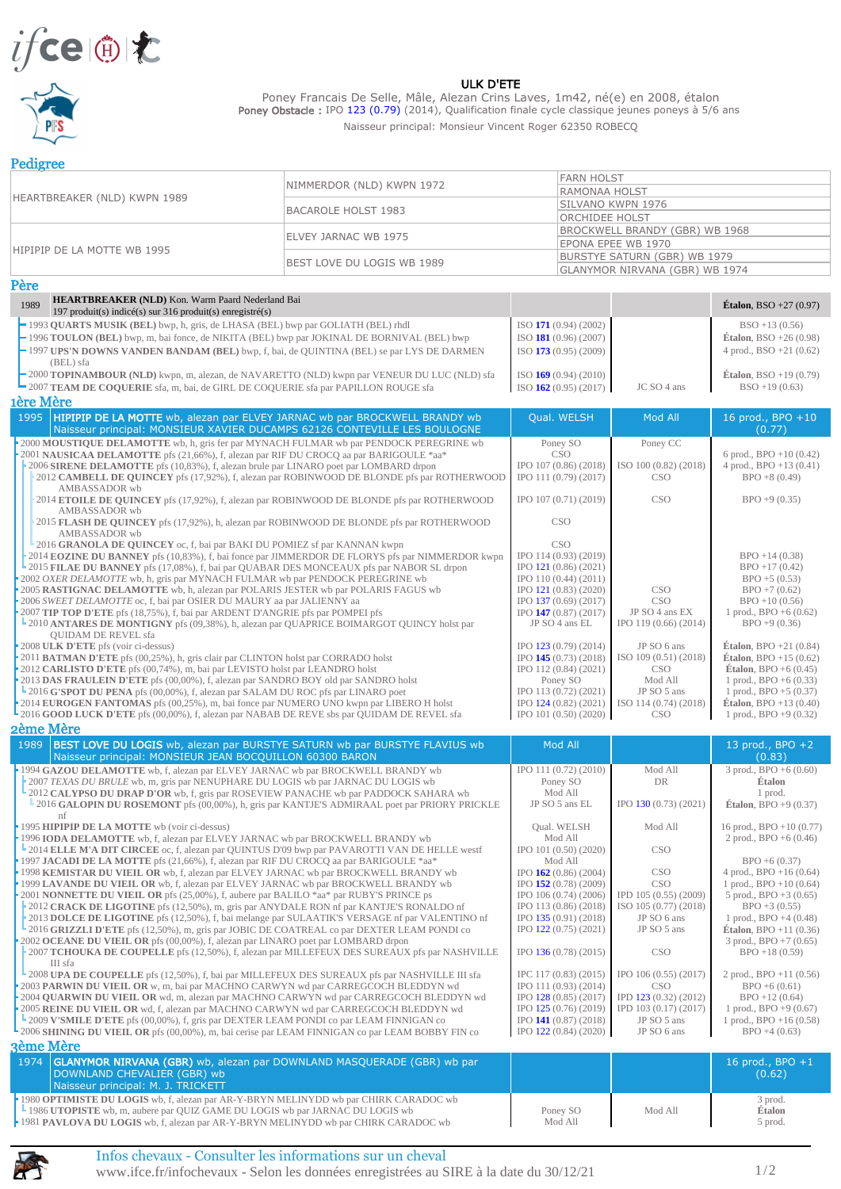# ULK D'ETE

Poney Francais De Selle, Mâle, Alezan Crins Laves, 1m42, né(e) en 2008, étalon
**Poney Obstacle :** IPO 123 (0.79) (2014), Qualification finale cycle classique jeunes poneys à 5/6 ans
Naisseur principal: Monsieur Vincent Roger 62350 ROBECQ

## Pedigree

| | | |
|---|---|---|
| HEARTBREAKER (NLD) KWPN 1989 | NIMMERDOR (NLD) KWPN 1972 | FARN HOLST |
| | | RAMONAA HOLST |
| | BACAROLE HOLST 1983 | SILVANO KWPN 1976 |
| | | ORCHIDEE HOLST |
| HIPIPIP DE LA MOTTE WB 1995 | ELVEY JARNAC WB 1975 | BROCKWELL BRANDY (GBR) WB 1968 |
| | | EPONA EPEE WB 1970 |
| | BEST LOVE DU LOGIS WB 1989 | BURSTYE SATURN (GBR) WB 1979 |
| | | GLANYMOR NIRVANA (GBR) WB 1974 |

## Père

| 1989 | HEARTBREAKER (NLD) Kon. Warm Paard Nederland Bai<br>197 produit(s) indicé(s) sur 316 produit(s) enregistré(s) | | | **Étalon**, BSO +27 (0.97) |
|---|---|---|---|---|
| | 1993 **QUARTS MUSIK (BEL)** bwp, h, gris, de LHASA (BEL) bwp par GOLIATH (BEL) rhdl | ISO 171 (0.94) (2002) | | BSO +13 (0.56) |
| | 1996 **TOULON (BEL)** bwp, m, bai fonce, de NIKITA (BEL) bwp par JOKINAL DE BORNIVAL (BEL) bwp | ISO 181 (0.96) (2007) | | **Étalon**, BSO +26 (0.98) |
| | 1997 **UPS'N DOWNS VANDEN BANDAM (BEL)** bwp, f, bai, de QUINTINA (BEL) se par LYS DE DARMEN (BEL) sfa | ISO 173 (0.95) (2009) | | 4 prod., BSO +21 (0.62) |
| | 2000 **TOPINAMBOUR (NLD)** kwpn, m, alezan, de NAVARETTO (NLD) kwpn par VENEUR DU LUC (NLD) sfa | ISO 169 (0.94) (2010) | | **Étalon**, BSO +19 (0.79) |
| | 2007 **TEAM DE COQUERIE** sfa, m, bai, de GIRL DE COQUERIE sfa par PAPILLON ROUGE sfa | ISO 162 (0.95) (2017) | JC SO 4 ans | BSO +19 (0.63) |

## 1ère Mère

| 1995 | HIPIPIP DE LA MOTTE wb, alezan par ELVEY JARNAC wb par BROCKWELL BRANDY wb<br>Naisseur principal: MONSIEUR XAVIER DUCAMPS 62126 CONTEVILLE LES BOULOGNE | Qual. WELSH | Mod All | 16 prod., BPO +10 (0.77) |
|---|---|---|---|---|
| | 2000 **MOUSTIQUE DELAMOTTE** wb, h, gris fer par MYNACH FULMAR wb par PENDOCK PEREGRINE wb | Poney SO | Poney CC | |
| | 2001 **NAUSICAA DELAMOTTE** pfs (21,66%), f, alezan par RIF DU CROCQ aa par BARIGOULE *aa* | CSO | | 6 prod., BPO +10 (0.42) |
| | 2006 **SIRENE DELAMOTTE** pfs (10,83%), f, alezan brule par LINARO poet par LOMBARD drpon | IPO 107 (0.86) (2018) | ISO 100 (0.82) (2018) | 4 prod., BPO +13 (0.41) |
| | 2012 **CAMBELL DE QUINCEY** pfs (17,92%), f, alezan par ROBINWOOD DE BLONDE pfs par ROTHERWOOD AMBASSADOR wb | IPO 111 (0.79) (2017) | CSO | BPO +8 (0.49) |
| | 2014 **ETOILE DE QUINCEY** pfs (17,92%), f, alezan par ROBINWOOD DE BLONDE pfs par ROTHERWOOD AMBASSADOR wb | IPO 107 (0.71) (2019) | CSO | BPO +9 (0.35) |
| | 2015 **FLASH DE QUINCEY** pfs (17,92%), h, alezan par ROBINWOOD DE BLONDE pfs par ROTHERWOOD AMBASSADOR wb | CSO | | |
| | 2016 **GRANOLA DE QUINCEY** oc, f, bai par BAKI DU POMIEZ sf par KANNAN kwpn | CSO | | |
| | 2014 **EOZINE DU BANNEY** pfs (10,83%), f, bai fonce par JIMMERDOR DE FLORYS pfs par NIMMERDOR kwpn | IPO 114 (0.93) (2019) | | BPO +14 (0.38) |
| | 2015 **FILAE DU BANNEY** pfs (17,08%), f, bai par QUABAR DES MONCEAUX pfs par NABOR SL drpon | IPO 121 (0.86) (2021) | | BPO +17 (0.42) |
| | 2002 *OXER DELAMOTTE* wb, h, gris par MYNACH FULMAR wb par PENDOCK PEREGRINE wb | IPO 110 (0.44) (2011) | | BPO +5 (0.53) |
| | 2005 **RASTIGNAC DELAMOTTE** wb, h, alezan par POLARIS JESTER wb par POLARIS FAGUS wb | IPO 121 (0.83) (2020) | CSO | BPO +7 (0.62) |
| | 2006 *SWEET DELAMOTTE* oc, f, bai par OSIER DU MAURY aa par JALIENNY aa | IPO 137 (0.69) (2017) | CSO | BPO +10 (0.56) |
| | 2007 **TIP TOP D'ETE** pfs (18,75%), f, bai par ARDENT D'ANGRIE pfs par POMPEI pfs | IPO 147 (0.87) (2017) | JP SO 4 ans EX | 1 prod., BPO +6 (0.62) |
| | 2010 **ANTARES DE MONTIGNY** pfs (09,38%), h, alezan par QUAPRICE BOIMARGOT QUINCY holst par QUIDAM DE REVEL sfa | JP SO 4 ans EL | IPO 119 (0.66) (2014) | BPO +9 (0.36) |
| | 2008 **ULK D'ETE** pfs (voir ci-dessus) | IPO 123 (0.79) (2014) | JP SO 6 ans | **Étalon**, BPO +21 (0.84) |
| | 2011 **BATMAN D'ETE** pfs (00,25%), h, gris clair par CLINTON holst par CORRADO holst | IPO 145 (0.73) (2018) | ISO 109 (0.51) (2018) | **Étalon**, BPO +15 (0.62) |
| | 2012 **CARLISTO D'ETE** pfs (00,74%), m, bai par LEVISTO holst par LEANDRO holst | IPO 112 (0.84) (2021) | CSO | **Étalon**, BPO +6 (0.45) |
| | 2013 **DAS FRAULEIN D'ETE** pfs (00,00%), f, alezan par SANDRO BOY old par SANDRO holst | Poney SO | Mod All | 1 prod., BPO +6 (0.33) |
| | 2016 **G'SPOT DU PENA** pfs (00,00%), f, alezan par SALAM DU ROC pfs par LINARO poet | IPO 113 (0.72) (2021) | JP SO 5 ans | 1 prod., BPO +5 (0.37) |
| | 2014 **EUROGEN FANTOMAS** pfs (00,25%), m, bai fonce par NUMERO UNO kwpn par LIBERO H holst | IPO 124 (0.82) (2021) | ISO 114 (0.74) (2018) | **Étalon**, BPO +13 (0.40) |
| | 2016 **GOOD LUCK D'ETE** pfs (00,00%), f, alezan par NABAB DE REVE sbs par QUIDAM DE REVEL sfa | IPO 101 (0.50) (2020) | CSO | 1 prod., BPO +9 (0.32) |

## 2ème Mère

| 1989 | BEST LOVE DU LOGIS wb, alezan par BURSTYE SATURN wb par BURSTYE FLAVIUS wb<br>Naisseur principal: MONSIEUR JEAN BOCQUILLON 60300 BARON | Mod All | | 13 prod., BPO +2 (0.83) |
|---|---|---|---|---|
| | 1994 **GAZOU DELAMOTTE** wb, f, alezan par ELVEY JARNAC wb par BROCKWELL BRANDY wb | IPO 111 (0.72) (2010) | Mod All | 3 prod., BPO +6 (0.60) |
| | 2007 *TEXAS DU BRULE* wb, m, gris par NENUPHARE DU LOGIS wb par JARNAC DU LOGIS wb | Poney SO | DR | **Étalon** |
| | 2012 **CALYPSO DU DRAP D'OR** wb, f, gris par ROSEVIEW PANACHE wb par PADDOCK SAHARA wb | Mod All | | 1 prod. |
| | 2016 **GALOPIN DU ROSEMONT** pfs (00,00%), h, gris par KANTJE'S ADMIRAAL poet par PRIORY PRICKLE nf | JP SO 5 ans EL | IPO 130 (0.73) (2021) | **Étalon**, BPO +9 (0.37) |
| | 1995 **HIPIPIP DE LA MOTTE** wb (voir ci-dessus) | Qual. WELSH | Mod All | 16 prod., BPO +10 (0.77) |
| | 1996 **IODA DELAMOTTE** wb, f, alezan par ELVEY JARNAC wb par BROCKWELL BRANDY wb | Mod All | | 2 prod., BPO +6 (0.46) |
| | 2014 **ELLE M'A DIT CIRCEE** oc, f, alezan par QUINTUS D'09 bwp par PAVAROTTI VAN DE HELLE westf | IPO 101 (0.50) (2020) | CSO | |
| | 1997 **JACADI DE LA MOTTE** pfs (21,66%), f, alezan par RIF DU CROCQ aa par BARIGOULE *aa* | Mod All | | BPO +6 (0.37) |
| | 1998 **KEMISTAR DU VIEIL OR** wb, f, alezan par ELVEY JARNAC wb par BROCKWELL BRANDY wb | IPO 162 (0.86) (2004) | CSO | 4 prod., BPO +16 (0.64) |
| | 1999 **LAVANDE DU VIEIL OR** wb, f, alezan par ELVEY JARNAC wb par BROCKWELL BRANDY wb | IPO 152 (0.78) (2009) | CSO | 1 prod., BPO +10 (0.64) |
| | 2001 **NONNETTE DU VIEIL OR** pfs (25,00%), f, aubere par BALILO *aa* par PRINCE'S PRINCE ps | IPO 106 (0.74) (2006) | IPD 105 (0.55) (2009) | 5 prod., BPO +3 (0.65) |
| | 2012 **CRACK DE LIGOTINE** pfs (12,50%), m, gris par ANYDALE RON nf par KANTJE'S RONALDO nf | IPO 113 (0.86) (2018) | ISO 105 (0.77) (2018) | BPO +3 (0.55) |
| | 2013 **DOLCE DE LIGOTINE** pfs (12,50%), f, bai melange par SULAATIK'S VERSAGE nf par VALENTINO nf | IPO 135 (0.91) (2018) | JP SO 6 ans | 1 prod., BPO +4 (0.48) |
| | 2016 **GRIZZLI D'ETE** pfs (12,50%), m, gris par JOBIC DE COATREAL co par DEXTER LEAM PONDI co | IPO 122 (0.75) (2021) | JP SO 5 ans | **Étalon**, BPO +11 (0.36) |
| | 2002 **OCEANE DU VIEIL OR** pfs (00,00%), f, alezan par LINARO poet par LOMBARD drpon | | | 3 prod., BPO +7 (0.65) |
| | 2007 **TCHOUKA DE COUPELLE** pfs (12,50%), f, alezan par MILLEFEUX DES SUREAUX pfs par NASHVILLE III sfa | IPO 136 (0.78) (2015) | CSO | BPO +18 (0.59) |
| | 2008 **UPA DE COUPELLE** pfs (12,50%), f, bai par MILLEFEUX DES SUREAUX pfs par NASHVILLE III sfa | IPC 117 (0.83) (2015) | IPO 106 (0.55) (2017) | 2 prod., BPO +11 (0.56) |
| | 2003 **PARWIN DU VIEIL OR** w, m, bai par MACHNO CARWYN wd par CARREGCOCH BLEDDYN wd | IPO 111 (0.93) (2014) | CSO | BPO +6 (0.61) |
| | 2004 **QUARWIN DU VIEIL OR** wd, m, alezan par MACHNO CARWYN wd par CARREGCOCH BLEDDYN wd | IPO 128 (0.85) (2017) | IPD 123 (0.32) (2012) | BPO +12 (0.64) |
| | 2005 **REINE DU VIEIL OR** wd, f, alezan par MACHNO CARWYN wd par CARREGCOCH BLEDDYN wd | IPO 125 (0.76) (2019) | IPD 103 (0.17) (2017) | 1 prod., BPO +9 (0.67) |
| | 2009 **V'SMILE D'ETE** pfs (00,00%), f, gris par DEXTER LEAM PONDI co par LEAM FINNIGAN co | IPO 141 (0.87) (2018) | JP SO 5 ans | 1 prod., BPO +16 (0.58) |
| | 2006 **SHINING DU VIEIL OR** pfs (00,00%), m, bai cerise par LEAM FINNIGAN co par LEAM BOBBY FIN co | IPO 122 (0.84) (2020) | JP SO 6 ans | BPO +4 (0.63) |

## 3ème Mère

| 1974 | GLANYMOR NIRVANA (GBR) wb, alezan par DOWNLAND MASQUERADE (GBR) wb par DOWNLAND CHEVALIER (GBR) wb<br>Naisseur principal: M. J. TRICKETT | | | 16 prod., BPO +1 (0.62) |
|---|---|---|---|---|
| | 1980 **OPTIMISTE DU LOGIS** wb, f, alezan par AR-Y-BRYN MELINYDD wb par CHIRK CARADOC wb | | | 3 prod. |
| | 1986 **UTOPISTE** wb, m, aubere par QUIZ GAME DU LOGIS wb par JARNAC DU LOGIS wb | Poney SO | Mod All | **Étalon** |
| | 1981 **PAVLOVA DU LOGIS** wb, f, alezan par AR-Y-BRYN MELINYDD wb par CHIRK CARADOC wb | Mod All | | 5 prod. |

Infos chevaux - Consulter les informations sur un cheval
www.ifce.fr/infochevaux - Selon les données enregistrées au SIRE à la date du 30/12/21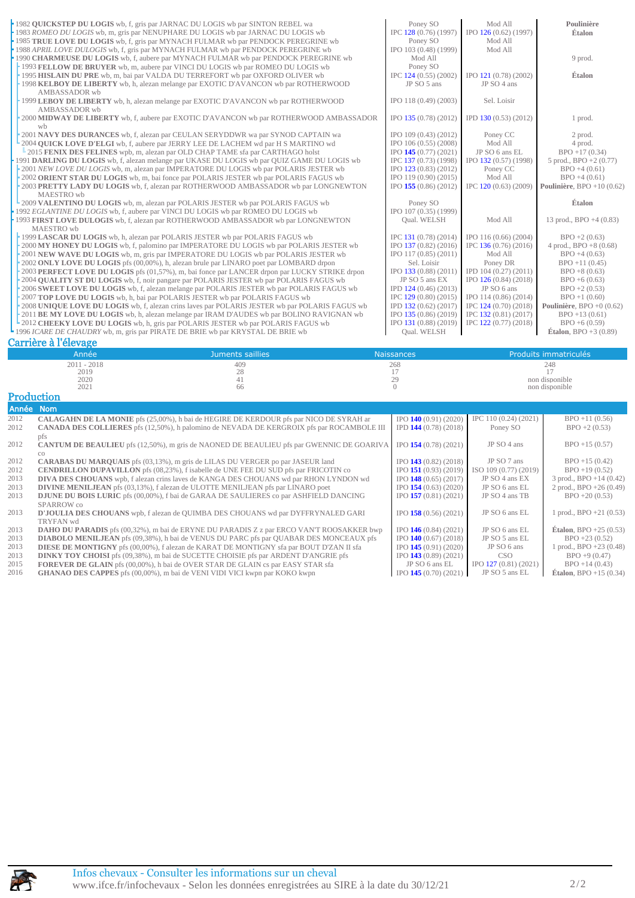| | | | |
|---|---|---|---|
| 1982 **QUICKSTEP DU LOGIS** wb, f, gris par JARNAC DU LOGIS wb par SINTON REBEL wa | Poney SO | Mod All | **Poulinière** |
| 1983 *ROMEO DU LOGIS* wb, m, gris par NENUPHARE DU LOGIS wb par JARNAC DU LOGIS wb | IPC 128 (0.76) (1997) | IPO 126 (0.62) (1997) | **Étalon** |
| 1985 **TRUE LOVE DU LOGIS** wb, f, gris par MYNACH FULMAR wb par PENDOCK PEREGRINE wb | Poney SO | Mod All | |
| 1988 *APRIL LOVE DULOGIS* wb, f, gris par MYNACH FULMAR wb par PENDOCK PEREGRINE wb | IPO 103 (0.48) (1999) | Mod All | |
| 1990 **CHARMEUSE DU LOGIS** wb, f, aubere par MYNACH FULMAR wb par PENDOCK PEREGRINE wb | Mod All | | 9 prod. |
| 1993 **FELLOW DE BRUYER** wb, m, aubere par VINCI DU LOGIS wb par ROMEO DU LOGIS wb | Poney SO | | |
| 1995 **HISLAIN DU PRE** wb, m, bai par VALDA DU TERREFORT wb par OXFORD OLIVER wb | IPC 124 (0.55) (2002) | IPO 121 (0.78) (2002) | **Étalon** |
| 1998 **KELBOY DE LIBERTY** wb, h, alezan melange par EXOTIC D'AVANCON wb par ROTHERWOOD AMBASSADOR wb | JP SO 5 ans | JP SO 4 ans | |
| 1999 **LEBOY DE LIBERTY** wb, h, alezan melange par EXOTIC D'AVANCON wb par ROTHERWOOD AMBASSADOR wb | IPO 118 (0.49) (2003) | Sel. Loisir | |
| 2000 **MIDWAY DE LIBERTY** wb, f, aubere par EXOTIC D'AVANCON wb par ROTHERWOOD AMBASSADOR wb | IPO 135 (0.78) (2012) | IPD 130 (0.53) (2012) | 1 prod. |
| 2001 **NAVY DES DURANCES** wb, f, alezan par CEULAN SERYDDWR wa par SYNOD CAPTAIN wa | IPO 109 (0.43) (2012) | Poney CC | 2 prod. |
| 2004 **QUICK LOVE D'ELGI** wb, f, aubere par JERRY LEE DE LACHEM wd par H S MARTINO wd | IPO 106 (0.55) (2008) | Mod All | 4 prod. |
| 2015 **FENIX DES FELINES** wpb, m, alezan par OLD CHAP TAME sfa par CARTHAGO holst | IPO **145** (0.77) (2021) | JP SO 6 ans EL | BPO +17 (0.34) |
| 1991 **DARLING DU LOGIS** wb, f, alezan melange par UKASE DU LOGIS wb par QUIZ GAME DU LOGIS wb | IPC 137 (0.73) (1998) | IPO 132 (0.57) (1998) | 5 prod., BPO +2 (0.77) |
| 2001 *NEW LOVE DU LOGIS* wb, m, alezan par IMPERATORE DU LOGIS wb par POLARIS JESTER wb | IPO 123 (0.83) (2012) | Poney CC | BPO +4 (0.61) |
| 2002 **ORIENT STAR DU LOGIS** wb, m, bai fonce par POLARIS JESTER wb par POLARIS FAGUS wb | IPO 119 (0.90) (2015) | Mod All | BPO +4 (0.61) |
| 2003 **PRETTY LADY DU LOGIS** wb, f, alezan par ROTHERWOOD AMBASSADOR wb par LONGNEWTON MAESTRO wb | IPO **155** (0.86) (2012) | IPC 120 (0.63) (2009) | **Poulinière**, BPO +10 (0.62) |
| 2009 **VALENTINO DU LOGIS** wb, m, alezan par POLARIS JESTER wb par POLARIS FAGUS wb | Poney SO | | **Étalon** |
| 1992 *EGLANTINE DU LOGIS* wb, f, aubere par VINCI DU LOGIS wb par ROMEO DU LOGIS wb | IPO 107 (0.35) (1999) | | |
| 1993 **FIRST LOVE DULOGIS** wb, f, alezan par ROTHERWOOD AMBASSADOR wb par LONGNEWTON MAESTRO wb | Qual. WELSH | Mod All | 13 prod., BPO +4 (0.83) |
| 1999 **LASCAR DU LOGIS** wb, h, alezan par POLARIS JESTER wb par POLARIS FAGUS wb | IPC 131 (0.78) (2014) | IPO 116 (0.66) (2004) | BPO +2 (0.63) |
| 2000 **MY HONEY DU LOGIS** wb, f, palomino par IMPERATORE DU LOGIS wb par POLARIS JESTER wb | IPO 137 (0.82) (2016) | IPC 136 (0.76) (2016) | 4 prod., BPO +8 (0.68) |
| 2001 **NEW WAVE DU LOGIS** wb, m, gris par IMPERATORE DU LOGIS wb par POLARIS JESTER wb | IPO 117 (0.85) (2011) | Mod All | BPO +4 (0.63) |
| 2002 **ONLY LOVE DU LOGIS** pfs (00,00%), h, alezan brule par LINARO poet par LOMBARD drpon | Sel. Loisir | Poney DR | BPO +11 (0.45) |
| 2003 **PERFECT LOVE DU LOGIS** pfs (01,57%), m, bai fonce par LANCER drpon par LUCKY STRIKE drpon | IPO 133 (0.88) (2011) | IPD 104 (0.27) (2011) | BPO +8 (0.63) |
| 2004 **QUALITY ST DU LOGIS** wb, f, noir pangare par POLARIS JESTER wb par POLARIS FAGUS wb | JP SO 5 ans EX | IPO 126 (0.84) (2018) | BPO +6 (0.63) |
| 2006 **SWEET LOVE DU LOGIS** wb, f, alezan melange par POLARIS JESTER wb par POLARIS FAGUS wb | IPD 124 (0.46) (2013) | JP SO 6 ans | BPO +2 (0.53) |
| 2007 **TOP LOVE DU LOGIS** wb, h, bai par POLARIS JESTER wb par POLARIS FAGUS wb | IPC 129 (0.80) (2015) | IPO 114 (0.86) (2014) | BPO +1 (0.60) |
| 2008 **UNIQUE LOVE DU LOGIS** wb, f, alezan crins laves par POLARIS JESTER wb par POLARIS FAGUS wb | IPD 132 (0.62) (2017) | IPC 124 (0.70) (2018) | **Poulinière**, BPO +0 (0.62) |
| 2011 **BE MY LOVE DU LOGIS** wb, h, alezan melange par IRAM D'AUDES wb par BOLINO RAVIGNAN wb | IPO 135 (0.86) (2019) | IPC 132 (0.81) (2017) | BPO +13 (0.61) |
| 2012 **CHEEKY LOVE DU LOGIS** wb, h, gris par POLARIS JESTER wb par POLARIS FAGUS wb | IPO 131 (0.88) (2019) | IPC 122 (0.77) (2018) | BPO +6 (0.59) |
| 1996 *ICARE DE CHAUDRY* wb, m, gris par PIRATE DE BRIE wb par KRYSTAL DE BRIE wb | Qual. WELSH | | **Étalon**, BPO +3 (0.89) |

## Carrière à l'élevage

| Année | Juments saillies | Naissances | Produits immatriculés |
|---|---|---|---|
| 2011 - 2018 | 409 | 268 | 248 |
| 2019 | 28 | 17 | 17 |
| 2020 | 41 | 29 | non disponible |
| 2021 | 66 | 0 | non disponible |

## Production

| Année | Nom | | | |
|---|---|---|---|---|
| 2012 | **CALAGAHN DE LA MONIE** pfs (25,00%), h bai de HEGIRE DE KERDOUR pfs par NICO DE SYRAH ar | IPO **140** (0.91) (2020) | IPC 110 (0.24) (2021) | BPO +11 (0.56) |
| 2012 | **CANADA DES COLLIERES** pfs (12,50%), h palomino de NEVADA DE KERGROIX pfs par ROCAMBOLE III pfs | IPD **144** (0.78) (2018) | Poney SO | BPO +2 (0.53) |
| 2012 | **CANTUM DE BEAULIEU** pfs (12,50%), m gris de NAONED DE BEAULIEU pfs par GWENNIC DE GOARIVA co | IPO **154** (0.78) (2021) | JP SO 4 ans | BPO +15 (0.57) |
| 2012 | **CARABAS DU MARQUAIS** pfs (03,13%), m gris de LILAS DU VERGER po par JASEUR land | IPO **143** (0.82) (2018) | JP SO 7 ans | BPO +15 (0.42) |
| 2012 | **CENDRILLON DUPAVILLON** pfs (08,23%), f isabelle de UNE FEE DU SUD pfs par FRICOTIN co | IPO **151** (0.93) (2019) | ISO 109 (0.77) (2019) | BPO +19 (0.52) |
| 2013 | **DIVA DES CHOUANS** wpb, f alezan crins laves de KANGA DES CHOUANS wd par RHON LYNDON wd | IPO **148** (0.65) (2017) | JP SO 4 ans EX | 3 prod., BPO +14 (0.42) |
| 2013 | **DIVINE MENILJEAN** pfs (03,13%), f alezan de ULOTTE MENILJEAN pfs par LINARO poet | IPO **154** (0.63) (2020) | JP SO 6 ans EL | 2 prod., BPO +26 (0.49) |
| 2013 | **DJUNE DU BOIS LURIC** pfs (00,00%), f bai de GARAA DE SAULIERES co par ASHFIELD DANCING SPARROW co | IPO **157** (0.81) (2021) | JP SO 4 ans TB | BPO +20 (0.53) |
| 2013 | **D'JOULIA DES CHOUANS** wpb, f alezan de QUIMBA DES CHOUANS wd par DYFFRYNALED GARI TRYFAN wd | IPO **158** (0.56) (2021) | JP SO 6 ans EL | 1 prod., BPO +21 (0.53) |
| 2013 | **DAHO DU PARADIS** pfs (00,32%), m bai de ERYNE DU PARADIS Z z par ERCO VAN'T ROOSAKKER bwp | IPO **146** (0.84) (2021) | JP SO 6 ans EL | **Étalon**, BPO +25 (0.53) |
| 2013 | **DIABOLO MENILJEAN** pfs (09,38%), h bai de VENUS DU PARC pfs par QUABAR DES MONCEAUX pfs | IPO **140** (0.67) (2018) | JP SO 5 ans EL | BPO +23 (0.52) |
| 2013 | **DIESE DE MONTIGNY** pfs (00,00%), f alezan de KARAT DE MONTIGNY sfa par BOUT D'ZAN II sfa | IPO **145** (0.91) (2020) | JP SO 6 ans | 1 prod., BPO +23 (0.48) |
| 2013 | **DINKY TOY CHOISI** pfs (09,38%), m bai de SUCETTE CHOISIE pfs par ARDENT D'ANGRIE pfs | IPO **143** (0.89) (2021) | CSO | BPO +9 (0.47) |
| 2015 | **FOREVER DE GLAIN** pfs (00,00%), h bai de OVER STAR DE GLAIN cs par EASY STAR sfa | JP SO 6 ans EL | IPO 127 (0.81) (2021) | BPO +14 (0.43) |
| 2016 | **GHANAO DES CAPPES** pfs (00,00%), m bai de VENI VIDI VICI kwpn par KOKO kwpn | IPO **145** (0.70) (2021) | JP SO 5 ans EL | **Étalon**, BPO +15 (0.34) |

Infos chevaux - Consulter les informations sur un cheval
www.ifce.fr/infochevaux - Selon les données enregistrées au SIRE à la date du 30/12/21